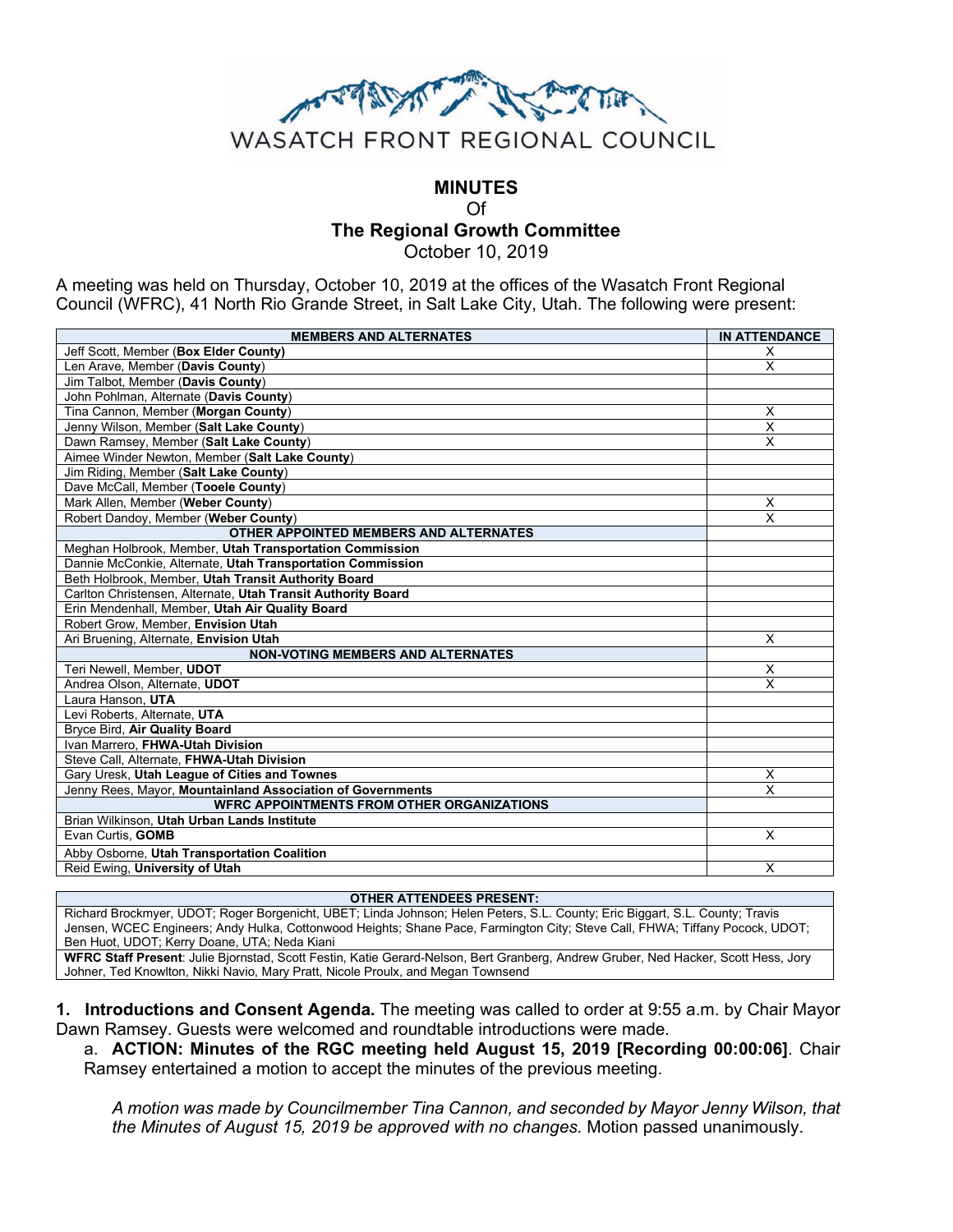WASATCH FRONT REGIONAL COUNCIL

# MINUTES
Of
## The Regional Growth Committee
October 10, 2019

A meeting was held on Thursday, October 10, 2019 at the offices of the Wasatch Front Regional Council (WFRC), 41 North Rio Grande Street, in Salt Lake City, Utah. The following were present:

| MEMBERS AND ALTERNATES | IN ATTENDANCE |
|---|---|
| Jeff Scott, Member (**Box Elder County**) | X |
| Len Arave, Member (**Davis County**) | X |
| Jim Talbot, Member (**Davis County**) | |
| John Pohlman, Alternate (**Davis County**) | |
| Tina Cannon, Member (**Morgan County**) | X |
| Jenny Wilson, Member (**Salt Lake County**) | X |
| Dawn Ramsey, Member (**Salt Lake County**) | X |
| Aimee Winder Newton, Member (**Salt Lake County**) | |
| Jim Riding, Member (**Salt Lake County**) | |
| Dave McCall, Member (**Tooele County**) | |
| Mark Allen, Member (**Weber County**) | X |
| Robert Dandoy, Member (**Weber County**) | X |
| **OTHER APPOINTED MEMBERS AND ALTERNATES** | |
| Meghan Holbrook, Member, **Utah Transportation Commission** | |
| Dannie McConkie, Alternate, **Utah Transportation Commission** | |
| Beth Holbrook, Member, **Utah Transit Authority Board** | |
| Carlton Christensen, Alternate, **Utah Transit Authority Board** | |
| Erin Mendenhall, Member, **Utah Air Quality Board** | |
| Robert Grow, Member, **Envision Utah** | |
| Ari Bruening, Alternate, **Envision Utah** | X |
| **NON-VOTING MEMBERS AND ALTERNATES** | |
| Teri Newell, Member, **UDOT** | X |
| Andrea Olson, Alternate, **UDOT** | X |
| Laura Hanson, **UTA** | |
| Levi Roberts, Alternate, **UTA** | |
| Bryce Bird, **Air Quality Board** | |
| Ivan Marrero, **FHWA-Utah Division** | |
| Steve Call, Alternate, **FHWA-Utah Division** | |
| Gary Uresk, **Utah League of Cities and Townes** | X |
| Jenny Rees, Mayor, **Mountainland Association of Governments** | X |
| **WFRC APPOINTMENTS FROM OTHER ORGANIZATIONS** | |
| Brian Wilkinson, **Utah Urban Lands Institute** | |
| Evan Curtis, **GOMB** | X |
| Abby Osborne, **Utah Transportation Coalition** | |
| Reid Ewing, **University of Utah** | X |

| OTHER ATTENDEES PRESENT: |
|---|
| Richard Brockmyer, UDOT; Roger Borgenicht, UBET; Linda Johnson; Helen Peters, S.L. County; Eric Biggart, S.L. County; Travis Jensen, WCEC Engineers; Andy Hulka, Cottonwood Heights; Shane Pace, Farmington City; Steve Call, FHWA; Tiffany Pocock, UDOT; Ben Huot, UDOT; Kerry Doane, UTA; Neda Kiani |
| **WFRC Staff Present**: Julie Bjornstad, Scott Festin, Katie Gerard-Nelson, Bert Granberg, Andrew Gruber, Ned Hacker, Scott Hess, Jory Johner, Ted Knowlton, Nikki Navio, Mary Pratt, Nicole Proulx, and Megan Townsend |

**1. Introductions and Consent Agenda.** The meeting was called to order at 9:55 a.m. by Chair Mayor Dawn Ramsey. Guests were welcomed and roundtable introductions were made.

a. **ACTION: Minutes of the RGC meeting held August 15, 2019 [Recording 00:00:06]**. Chair Ramsey entertained a motion to accept the minutes of the previous meeting.

*A motion was made by Councilmember Tina Cannon, and seconded by Mayor Jenny Wilson, that the Minutes of August 15, 2019 be approved with no changes.* Motion passed unanimously.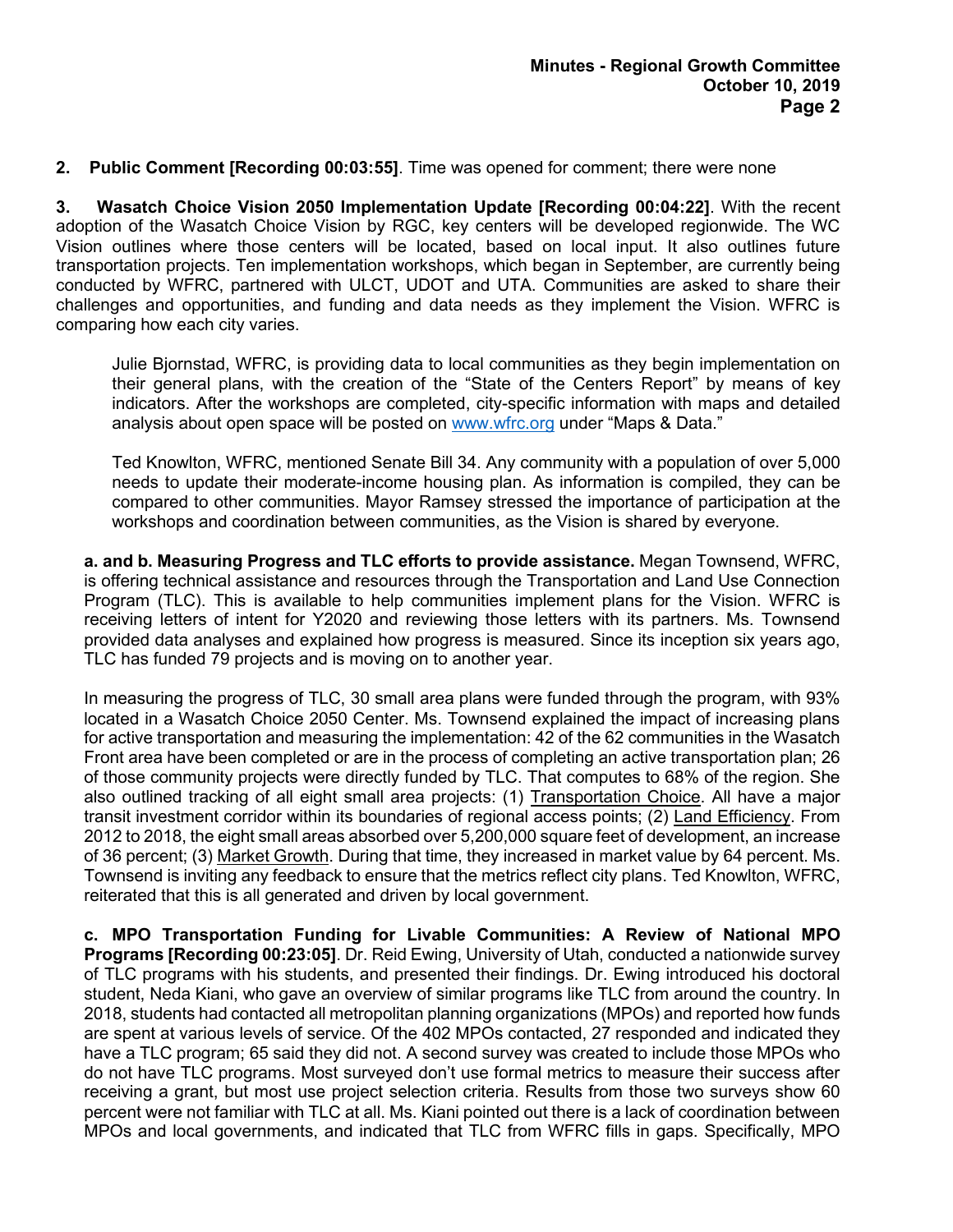**2. Public Comment [Recording 00:03:55]**. Time was opened for comment; there were none

**3. Wasatch Choice Vision 2050 Implementation Update [Recording 00:04:22]**. With the recent adoption of the Wasatch Choice Vision by RGC, key centers will be developed regionwide. The WC Vision outlines where those centers will be located, based on local input. It also outlines future transportation projects. Ten implementation workshops, which began in September, are currently being conducted by WFRC, partnered with ULCT, UDOT and UTA. Communities are asked to share their challenges and opportunities, and funding and data needs as they implement the Vision. WFRC is comparing how each city varies.

Julie Bjornstad, WFRC, is providing data to local communities as they begin implementation on their general plans, with the creation of the "State of the Centers Report" by means of key indicators. After the workshops are completed, city-specific information with maps and detailed analysis about open space will be posted on www.wfrc.org under "Maps & Data."

Ted Knowlton, WFRC, mentioned Senate Bill 34. Any community with a population of over 5,000 needs to update their moderate-income housing plan. As information is compiled, they can be compared to other communities. Mayor Ramsey stressed the importance of participation at the workshops and coordination between communities, as the Vision is shared by everyone.

**a. and b. Measuring Progress and TLC efforts to provide assistance.** Megan Townsend, WFRC, is offering technical assistance and resources through the Transportation and Land Use Connection Program (TLC). This is available to help communities implement plans for the Vision. WFRC is receiving letters of intent for Y2020 and reviewing those letters with its partners. Ms. Townsend provided data analyses and explained how progress is measured. Since its inception six years ago, TLC has funded 79 projects and is moving on to another year.

In measuring the progress of TLC, 30 small area plans were funded through the program, with 93% located in a Wasatch Choice 2050 Center. Ms. Townsend explained the impact of increasing plans for active transportation and measuring the implementation: 42 of the 62 communities in the Wasatch Front area have been completed or are in the process of completing an active transportation plan; 26 of those community projects were directly funded by TLC. That computes to 68% of the region. She also outlined tracking of all eight small area projects: (1) Transportation Choice. All have a major transit investment corridor within its boundaries of regional access points; (2) Land Efficiency. From 2012 to 2018, the eight small areas absorbed over 5,200,000 square feet of development, an increase of 36 percent; (3) Market Growth. During that time, they increased in market value by 64 percent. Ms. Townsend is inviting any feedback to ensure that the metrics reflect city plans. Ted Knowlton, WFRC, reiterated that this is all generated and driven by local government.

**c. MPO Transportation Funding for Livable Communities: A Review of National MPO Programs [Recording 00:23:05]**. Dr. Reid Ewing, University of Utah, conducted a nationwide survey of TLC programs with his students, and presented their findings. Dr. Ewing introduced his doctoral student, Neda Kiani, who gave an overview of similar programs like TLC from around the country. In 2018, students had contacted all metropolitan planning organizations (MPOs) and reported how funds are spent at various levels of service. Of the 402 MPOs contacted, 27 responded and indicated they have a TLC program; 65 said they did not. A second survey was created to include those MPOs who do not have TLC programs. Most surveyed don't use formal metrics to measure their success after receiving a grant, but most use project selection criteria. Results from those two surveys show 60 percent were not familiar with TLC at all. Ms. Kiani pointed out there is a lack of coordination between MPOs and local governments, and indicated that TLC from WFRC fills in gaps. Specifically, MPO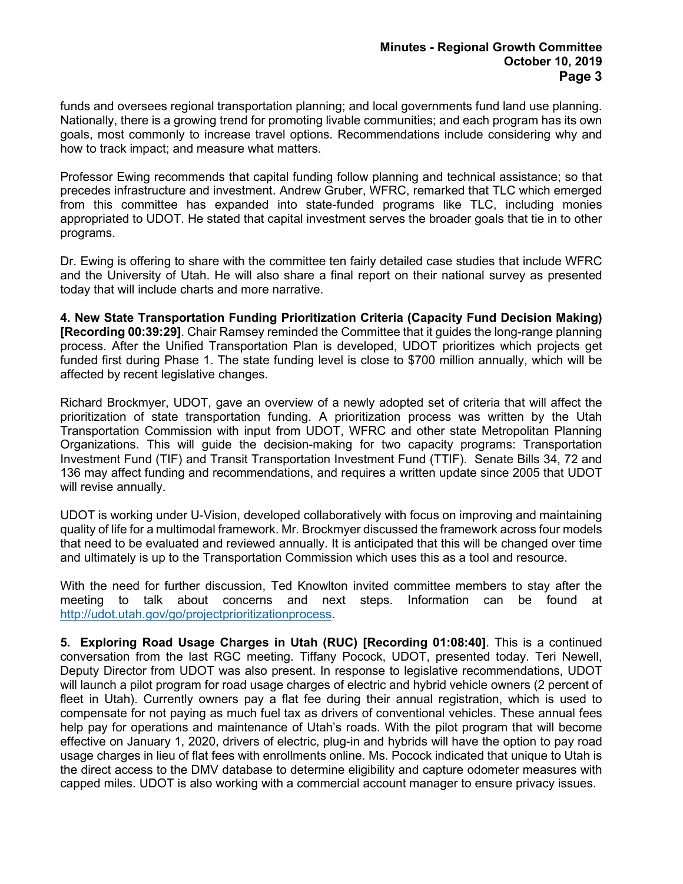funds and oversees regional transportation planning; and local governments fund land use planning. Nationally, there is a growing trend for promoting livable communities; and each program has its own goals, most commonly to increase travel options. Recommendations include considering why and how to track impact; and measure what matters.

Professor Ewing recommends that capital funding follow planning and technical assistance; so that precedes infrastructure and investment. Andrew Gruber, WFRC, remarked that TLC which emerged from this committee has expanded into state-funded programs like TLC, including monies appropriated to UDOT. He stated that capital investment serves the broader goals that tie in to other programs.

Dr. Ewing is offering to share with the committee ten fairly detailed case studies that include WFRC and the University of Utah. He will also share a final report on their national survey as presented today that will include charts and more narrative.

**4. New State Transportation Funding Prioritization Criteria (Capacity Fund Decision Making) [Recording 00:39:29]**. Chair Ramsey reminded the Committee that it guides the long-range planning process. After the Unified Transportation Plan is developed, UDOT prioritizes which projects get funded first during Phase 1. The state funding level is close to $700 million annually, which will be affected by recent legislative changes.

Richard Brockmyer, UDOT, gave an overview of a newly adopted set of criteria that will affect the prioritization of state transportation funding. A prioritization process was written by the Utah Transportation Commission with input from UDOT, WFRC and other state Metropolitan Planning Organizations. This will guide the decision-making for two capacity programs: Transportation Investment Fund (TIF) and Transit Transportation Investment Fund (TTIF). Senate Bills 34, 72 and 136 may affect funding and recommendations, and requires a written update since 2005 that UDOT will revise annually.

UDOT is working under U-Vision, developed collaboratively with focus on improving and maintaining quality of life for a multimodal framework. Mr. Brockmyer discussed the framework across four models that need to be evaluated and reviewed annually. It is anticipated that this will be changed over time and ultimately is up to the Transportation Commission which uses this as a tool and resource.

With the need for further discussion, Ted Knowlton invited committee members to stay after the meeting to talk about concerns and next steps. Information can be found at http://udot.utah.gov/go/projectprioritizationprocess.

**5. Exploring Road Usage Charges in Utah (RUC) [Recording 01:08:40]**. This is a continued conversation from the last RGC meeting. Tiffany Pocock, UDOT, presented today. Teri Newell, Deputy Director from UDOT was also present. In response to legislative recommendations, UDOT will launch a pilot program for road usage charges of electric and hybrid vehicle owners (2 percent of fleet in Utah). Currently owners pay a flat fee during their annual registration, which is used to compensate for not paying as much fuel tax as drivers of conventional vehicles. These annual fees help pay for operations and maintenance of Utah's roads. With the pilot program that will become effective on January 1, 2020, drivers of electric, plug-in and hybrids will have the option to pay road usage charges in lieu of flat fees with enrollments online. Ms. Pocock indicated that unique to Utah is the direct access to the DMV database to determine eligibility and capture odometer measures with capped miles. UDOT is also working with a commercial account manager to ensure privacy issues.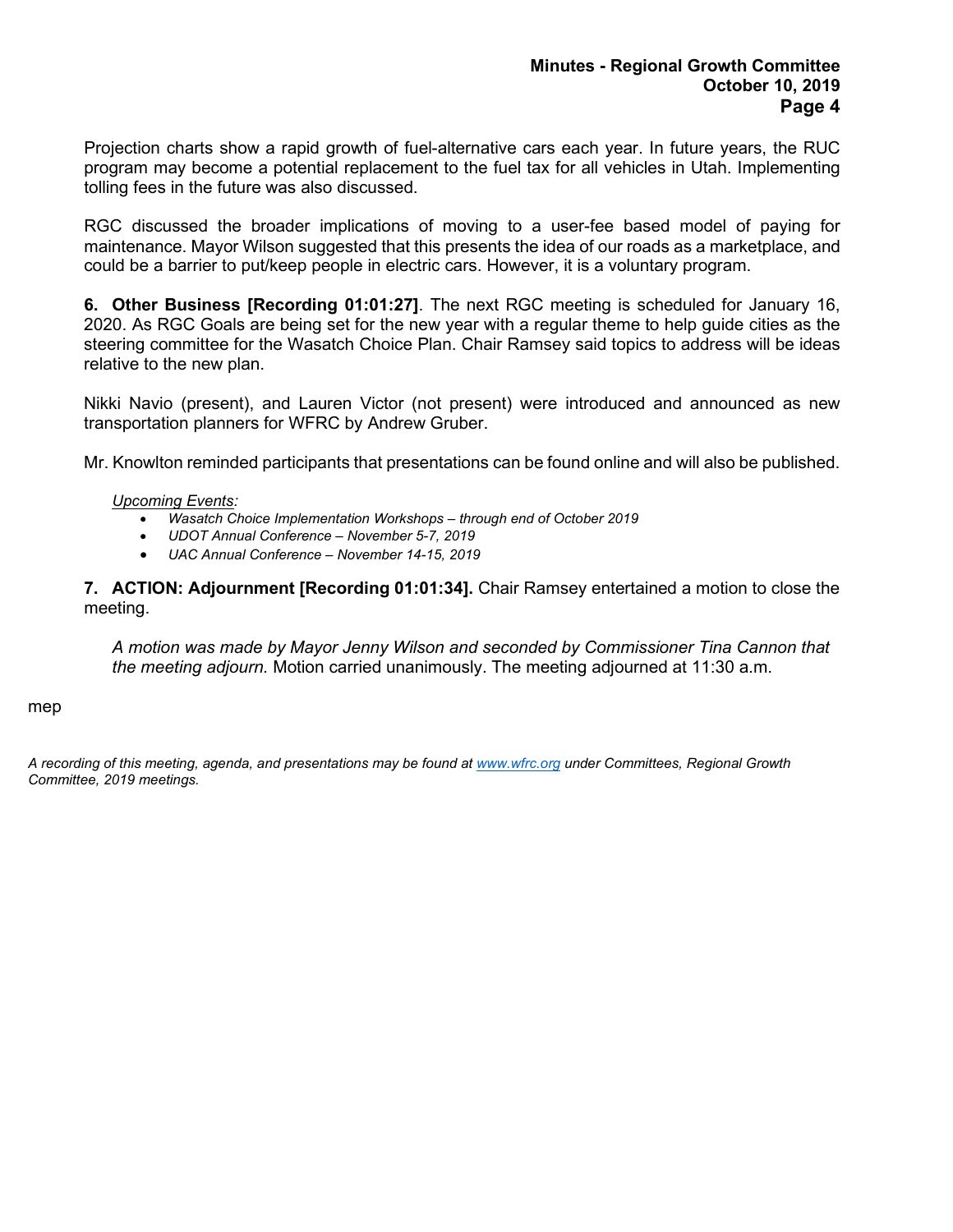Projection charts show a rapid growth of fuel-alternative cars each year. In future years, the RUC program may become a potential replacement to the fuel tax for all vehicles in Utah. Implementing tolling fees in the future was also discussed.

RGC discussed the broader implications of moving to a user-fee based model of paying for maintenance. Mayor Wilson suggested that this presents the idea of our roads as a marketplace, and could be a barrier to put/keep people in electric cars. However, it is a voluntary program.

**6. Other Business [Recording 01:01:27]**. The next RGC meeting is scheduled for January 16, 2020. As RGC Goals are being set for the new year with a regular theme to help guide cities as the steering committee for the Wasatch Choice Plan. Chair Ramsey said topics to address will be ideas relative to the new plan.

Nikki Navio (present), and Lauren Victor (not present) were introduced and announced as new transportation planners for WFRC by Andrew Gruber.

Mr. Knowlton reminded participants that presentations can be found online and will also be published.

*Upcoming Events:*

- *Wasatch Choice Implementation Workshops – through end of October 2019*
- *UDOT Annual Conference – November 5-7, 2019*
- *UAC Annual Conference – November 14-15, 2019*

**7. ACTION: Adjournment [Recording 01:01:34].** Chair Ramsey entertained a motion to close the meeting.

*A motion was made by Mayor Jenny Wilson and seconded by Commissioner Tina Cannon that the meeting adjourn.* Motion carried unanimously. The meeting adjourned at 11:30 a.m.

mep

*A recording of this meeting, agenda, and presentations may be found at [www.wfrc.org](http://www.wfrc.org) under Committees, Regional Growth Committee, 2019 meetings.*